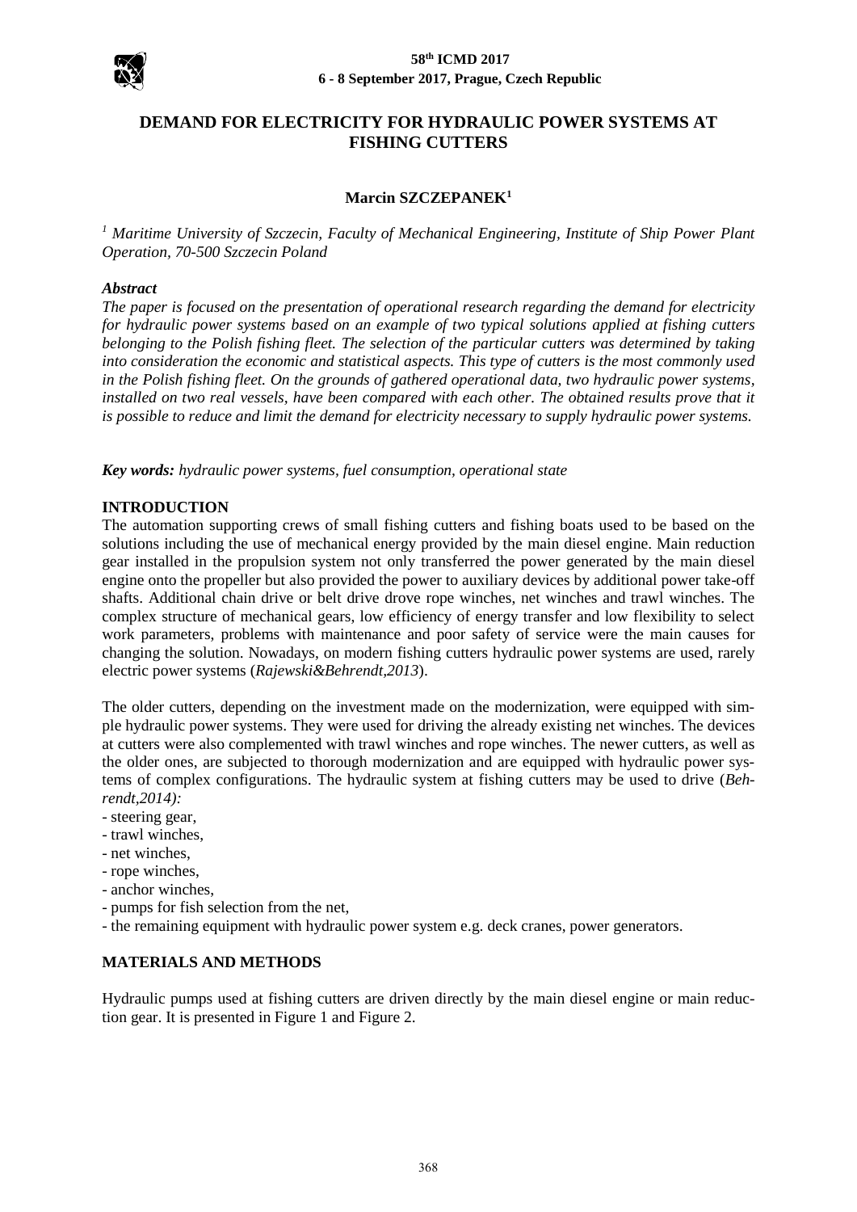# DEMAND FOR ELECTRICITY FOR HYDRAULIC POWER SYSTEMS AT FISHING CUTTERS

**Marcin SZCZEPANEK**[1]

[1] *Maritime University of Szczecin, Faculty of Mechanical Engineering, Institute of Ship Power Plant Operation, 70-500 Szczecin Poland*

***Abstract***

*The paper is focused on the presentation of operational research regarding the demand for electricity for hydraulic power systems based on an example of two typical solutions applied at fishing cutters belonging to the Polish fishing fleet. The selection of the particular cutters was determined by taking into consideration the economic and statistical aspects. This type of cutters is the most commonly used in the Polish fishing fleet. On the grounds of gathered operational data, two hydraulic power systems, installed on two real vessels, have been compared with each other. The obtained results prove that it is possible to reduce and limit the demand for electricity necessary to supply hydraulic power systems.*

***Key words:*** *hydraulic power systems, fuel consumption, operational state*

## INTRODUCTION

The automation supporting crews of small fishing cutters and fishing boats used to be based on the solutions including the use of mechanical energy provided by the main diesel engine. Main reduction gear installed in the propulsion system not only transferred the power generated by the main diesel engine onto the propeller but also provided the power to auxiliary devices by additional power take-off shafts. Additional chain drive or belt drive drove rope winches, net winches and trawl winches. The complex structure of mechanical gears, low efficiency of energy transfer and low flexibility to select work parameters, problems with maintenance and poor safety of service were the main causes for changing the solution. Nowadays, on modern fishing cutters hydraulic power systems are used, rarely electric power systems (*Rajewski&Behrendt,2013*).

The older cutters, depending on the investment made on the modernization, were equipped with simple hydraulic power systems. They were used for driving the already existing net winches. The devices at cutters were also complemented with trawl winches and rope winches. The newer cutters, as well as the older ones, are subjected to thorough modernization and are equipped with hydraulic power systems of complex configurations. The hydraulic system at fishing cutters may be used to drive (*Behrendt,2014):*

- steering gear,
- trawl winches,
- net winches,
- rope winches,
- anchor winches,
- pumps for fish selection from the net,
- the remaining equipment with hydraulic power system e.g. deck cranes, power generators.

## MATERIALS AND METHODS

Hydraulic pumps used at fishing cutters are driven directly by the main diesel engine or main reduction gear. It is presented in Figure 1 and Figure 2.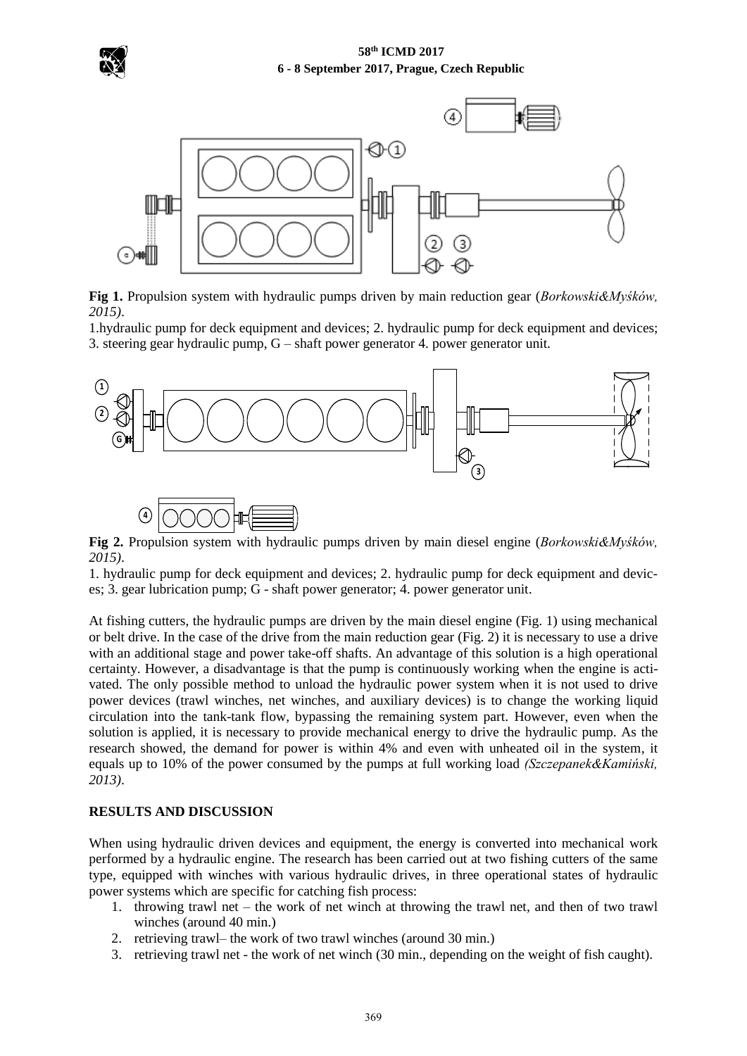**Fig 1.** Propulsion system with hydraulic pumps driven by main reduction gear (*Borkowski&Myśków, 2015)*.

1.hydraulic pump for deck equipment and devices; 2. hydraulic pump for deck equipment and devices; 3. steering gear hydraulic pump, G – shaft power generator 4. power generator unit.

**Fig 2.** Propulsion system with hydraulic pumps driven by main diesel engine (*Borkowski&Myśków, 2015).*

1. hydraulic pump for deck equipment and devices; 2. hydraulic pump for deck equipment and devices; 3. gear lubrication pump; G - shaft power generator; 4. power generator unit.

At fishing cutters, the hydraulic pumps are driven by the main diesel engine (Fig. 1) using mechanical or belt drive. In the case of the drive from the main reduction gear (Fig. 2) it is necessary to use a drive with an additional stage and power take-off shafts. An advantage of this solution is a high operational certainty. However, a disadvantage is that the pump is continuously working when the engine is activated. The only possible method to unload the hydraulic power system when it is not used to drive power devices (trawl winches, net winches, and auxiliary devices) is to change the working liquid circulation into the tank-tank flow, bypassing the remaining system part. However, even when the solution is applied, it is necessary to provide mechanical energy to drive the hydraulic pump. As the research showed, the demand for power is within 4% and even with unheated oil in the system, it equals up to 10% of the power consumed by the pumps at full working load *(Szczepanek&Kamiński, 2013)*.

## RESULTS AND DISCUSSION

When using hydraulic driven devices and equipment, the energy is converted into mechanical work performed by a hydraulic engine. The research has been carried out at two fishing cutters of the same type, equipped with winches with various hydraulic drives, in three operational states of hydraulic power systems which are specific for catching fish process:

1. throwing trawl net – the work of net winch at throwing the trawl net, and then of two trawl winches (around 40 min.)
2. retrieving trawl– the work of two trawl winches (around 30 min.)
3. retrieving trawl net - the work of net winch (30 min., depending on the weight of fish caught).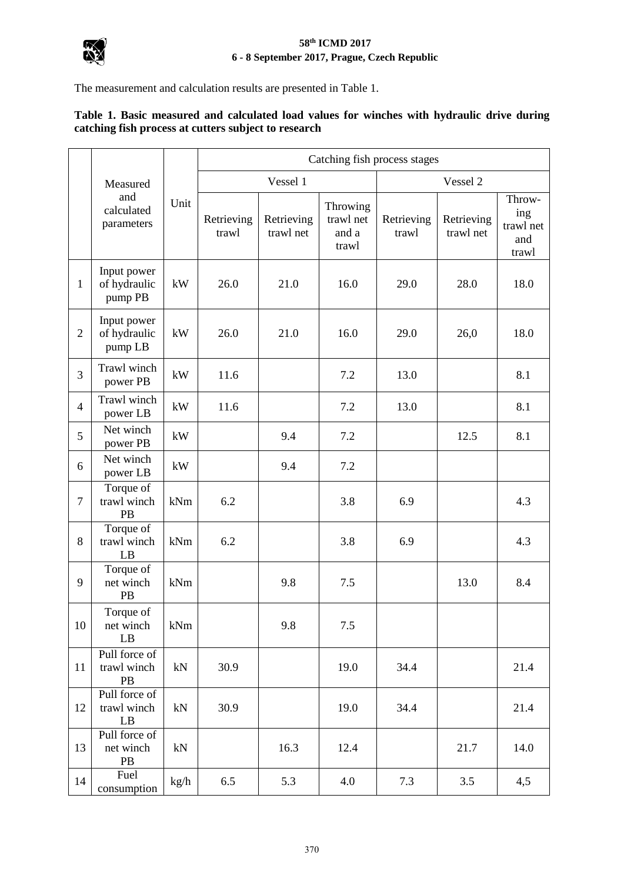The measurement and calculation results are presented in Table 1.

**Table 1. Basic measured and calculated load values for winches with hydraulic drive during catching fish process at cutters subject to research**

| | Measured and calculated parameters | Unit | Catching fish process stages | | | | | |
|---|---|---|---|---|---|---|---|---|
| | | | Vessel 1 | | | Vessel 2 | | |
| | | | Retrieving trawl | Retrieving trawl net | Throwing trawl net and a trawl | Retrieving trawl | Retrieving trawl net | Throw-ing trawl net and trawl |
| 1 | Input power of hydraulic pump PB | kW | 26.0 | 21.0 | 16.0 | 29.0 | 28.0 | 18.0 |
| 2 | Input power of hydraulic pump LB | kW | 26.0 | 21.0 | 16.0 | 29.0 | 26,0 | 18.0 |
| 3 | Trawl winch power PB | kW | 11.6 | | 7.2 | 13.0 | | 8.1 |
| 4 | Trawl winch power LB | kW | 11.6 | | 7.2 | 13.0 | | 8.1 |
| 5 | Net winch power PB | kW | | 9.4 | 7.2 | | 12.5 | 8.1 |
| 6 | Net winch power LB | kW | | 9.4 | 7.2 | | | |
| 7 | Torque of trawl winch PB | kNm | 6.2 | | 3.8 | 6.9 | | 4.3 |
| 8 | Torque of trawl winch LB | kNm | 6.2 | | 3.8 | 6.9 | | 4.3 |
| 9 | Torque of net winch PB | kNm | | 9.8 | 7.5 | | 13.0 | 8.4 |
| 10 | Torque of net winch LB | kNm | | 9.8 | 7.5 | | | |
| 11 | Pull force of trawl winch PB | kN | 30.9 | | 19.0 | 34.4 | | 21.4 |
| 12 | Pull force of trawl winch LB | kN | 30.9 | | 19.0 | 34.4 | | 21.4 |
| 13 | Pull force of net winch PB | kN | | 16.3 | 12.4 | | 21.7 | 14.0 |
| 14 | Fuel consumption | kg/h | 6.5 | 5.3 | 4.0 | 7.3 | 3.5 | 4,5 |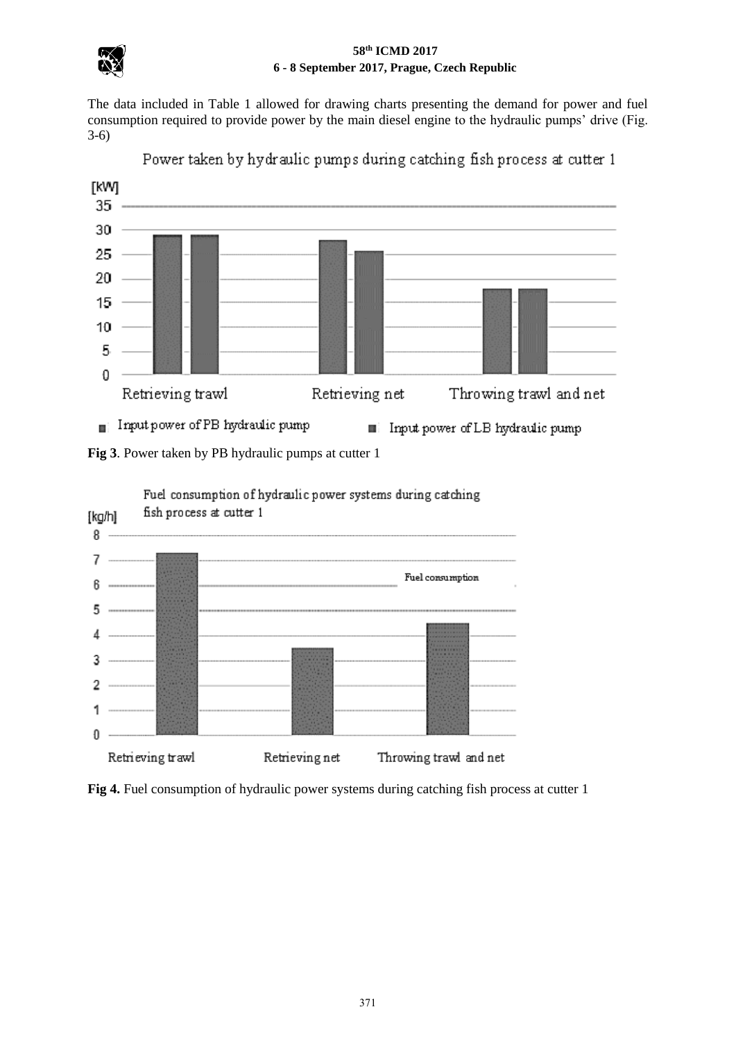The data included in Table 1 allowed for drawing charts presenting the demand for power and fuel consumption required to provide power by the main diesel engine to the hydraulic pumps' drive (Fig. 3-6)

**Fig 3**. Power taken by PB hydraulic pumps at cutter 1

**Fig 4.** Fuel consumption of hydraulic power systems during catching fish process at cutter 1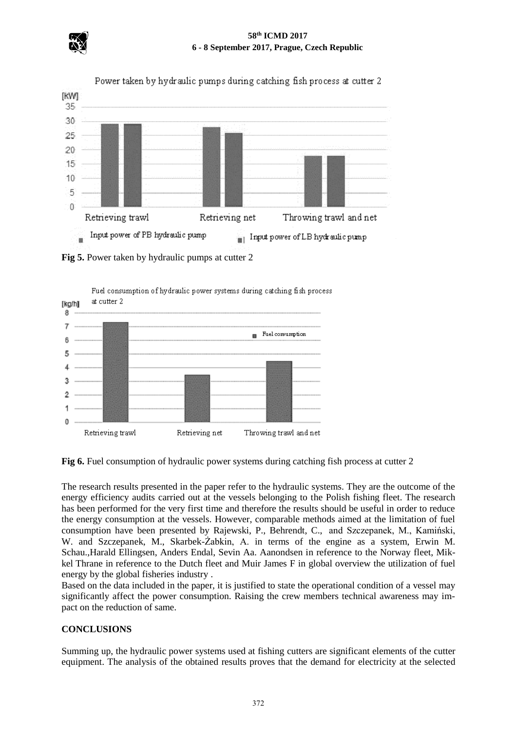**Fig 5.** Power taken by hydraulic pumps at cutter 2

**Fig 6.** Fuel consumption of hydraulic power systems during catching fish process at cutter 2

The research results presented in the paper refer to the hydraulic systems. They are the outcome of the energy efficiency audits carried out at the vessels belonging to the Polish fishing fleet. The research has been performed for the very first time and therefore the results should be useful in order to reduce the energy consumption at the vessels. However, comparable methods aimed at the limitation of fuel consumption have been presented by Rajewski, P., Behrendt, C., and Szczepanek, M., Kamiński, W. and Szczepanek, M., Skarbek-Żabkin, A. in terms of the engine as a system, Erwin M. Schau.,Harald Ellingsen, Anders Endal, Sevin Aa. Aanondsen in reference to the Norway fleet, Mikkel Thrane in reference to the Dutch fleet and Muir James F in global overview the utilization of fuel energy by the global fisheries industry .

Based on the data included in the paper, it is justified to state the operational condition of a vessel may significantly affect the power consumption. Raising the crew members technical awareness may impact on the reduction of same.

## CONCLUSIONS

Summing up, the hydraulic power systems used at fishing cutters are significant elements of the cutter equipment. The analysis of the obtained results proves that the demand for electricity at the selected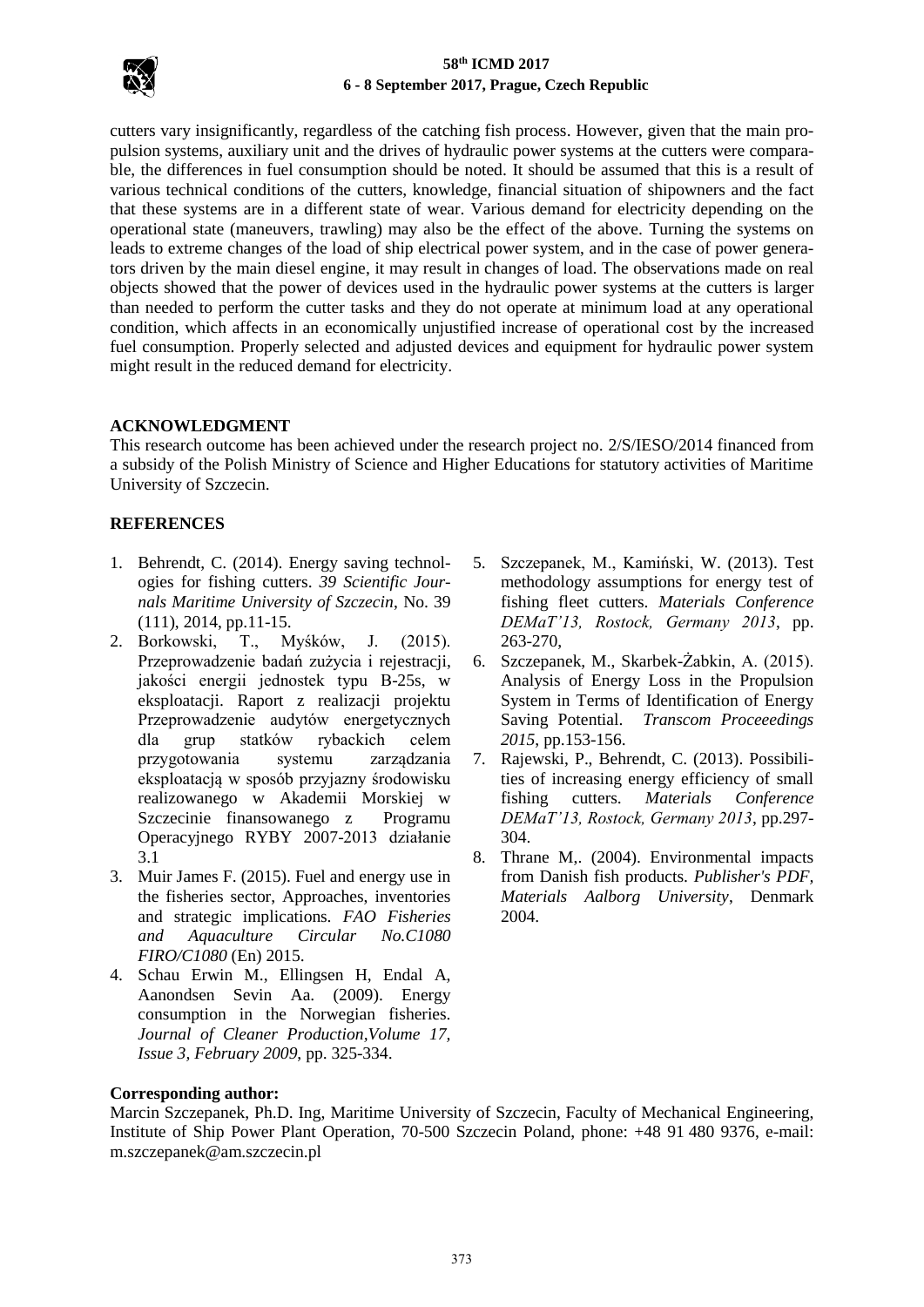cutters vary insignificantly, regardless of the catching fish process. However, given that the main propulsion systems, auxiliary unit and the drives of hydraulic power systems at the cutters were comparable, the differences in fuel consumption should be noted. It should be assumed that this is a result of various technical conditions of the cutters, knowledge, financial situation of shipowners and the fact that these systems are in a different state of wear. Various demand for electricity depending on the operational state (maneuvers, trawling) may also be the effect of the above. Turning the systems on leads to extreme changes of the load of ship electrical power system, and in the case of power generators driven by the main diesel engine, it may result in changes of load. The observations made on real objects showed that the power of devices used in the hydraulic power systems at the cutters is larger than needed to perform the cutter tasks and they do not operate at minimum load at any operational condition, which affects in an economically unjustified increase of operational cost by the increased fuel consumption. Properly selected and adjusted devices and equipment for hydraulic power system might result in the reduced demand for electricity.

## ACKNOWLEDGMENT

This research outcome has been achieved under the research project no. 2/S/IESO/2014 financed from a subsidy of the Polish Ministry of Science and Higher Educations for statutory activities of Maritime University of Szczecin.

## REFERENCES

1. Behrendt, C. (2014). Energy saving technologies for fishing cutters. *39 Scientific Journals Maritime University of Szczecin*, No. 39 (111), 2014, pp.11-15.
2. Borkowski, T., Myśków, J. (2015). Przeprowadzenie badań zużycia i rejestracji, jakości energii jednostek typu B-25s, w eksploatacji. Raport z realizacji projektu Przeprowadzenie audytów energetycznych dla grup statków rybackich celem przygotowania systemu zarządzania eksploatacją w sposób przyjazny środowisku realizowanego w Akademii Morskiej w Szczecinie finansowanego z Programu Operacyjnego RYBY 2007-2013 działanie 3.1
3. Muir James F. (2015). Fuel and energy use in the fisheries sector, Approaches, inventories and strategic implications. *FAO Fisheries and Aquaculture Circular No.C1080 FIRO/C1080* (En) 2015.
4. Schau Erwin M., Ellingsen H, Endal A, Aanondsen Sevin Aa. (2009). Energy consumption in the Norwegian fisheries. *Journal of Cleaner Production,Volume 17, Issue 3, February 2009*, pp. 325-334.
5. Szczepanek, M., Kamiński, W. (2013). Test methodology assumptions for energy test of fishing fleet cutters. *Materials Conference DEMaT'13, Rostock, Germany 2013*, pp. 263-270,
6. Szczepanek, M., Skarbek-Żabkin, A. (2015). Analysis of Energy Loss in the Propulsion System in Terms of Identification of Energy Saving Potential. *Transcom Proceeedings 2015*, pp.153-156.
7. Rajewski, P., Behrendt, C. (2013). Possibilities of increasing energy efficiency of small fishing cutters. *Materials Conference DEMaT'13, Rostock, Germany 2013*, pp.297-304.
8. Thrane M,. (2004). Environmental impacts from Danish fish products. *Publisher's PDF, Materials Aalborg University*, Denmark 2004.

**Corresponding author:**

Marcin Szczepanek, Ph.D. Ing, Maritime University of Szczecin, Faculty of Mechanical Engineering, Institute of Ship Power Plant Operation, 70-500 Szczecin Poland, phone: +48 91 480 9376, e-mail: m.szczepanek@am.szczecin.pl